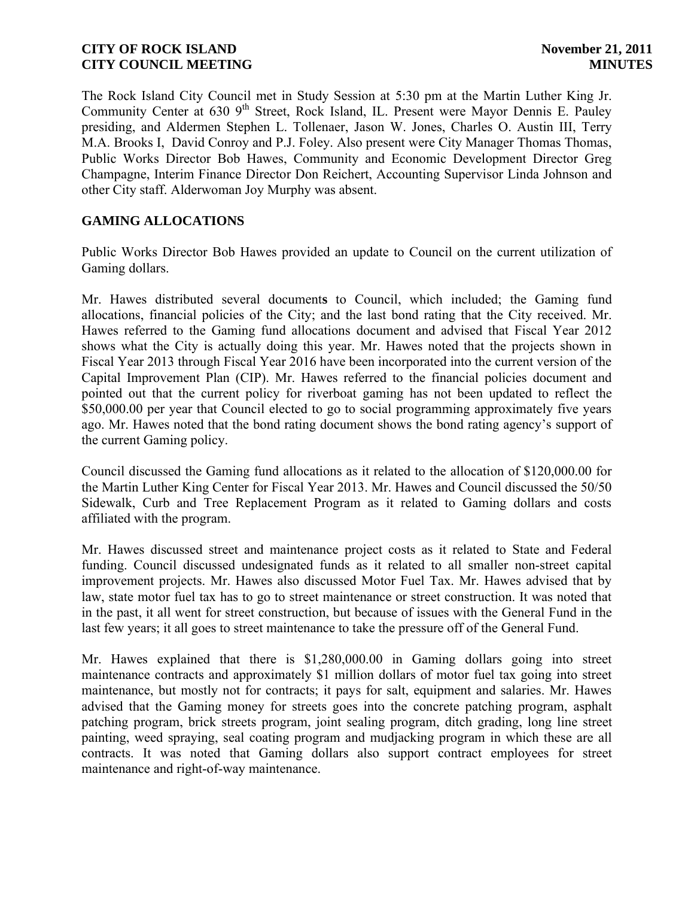The Rock Island City Council met in Study Session at 5:30 pm at the Martin Luther King Jr. Community Center at 630 9th Street, Rock Island, IL. Present were Mayor Dennis E. Pauley presiding, and Aldermen Stephen L. Tollenaer, Jason W. Jones, Charles O. Austin III, Terry M.A. Brooks I, David Conroy and P.J. Foley. Also present were City Manager Thomas Thomas, Public Works Director Bob Hawes, Community and Economic Development Director Greg Champagne, Interim Finance Director Don Reichert, Accounting Supervisor Linda Johnson and other City staff. Alderwoman Joy Murphy was absent.

## GAMING ALLOCATIONS

Public Works Director Bob Hawes provided an update to Council on the current utilization of Gaming dollars.

Mr. Hawes distributed several documents to Council, which included; the Gaming fund allocations, financial policies of the City; and the last bond rating that the City received. Mr. Hawes referred to the Gaming fund allocations document and advised that Fiscal Year 2012 shows what the City is actually doing this year. Mr. Hawes noted that the projects shown in Fiscal Year 2013 through Fiscal Year 2016 have been incorporated into the current version of the Capital Improvement Plan (CIP). Mr. Hawes referred to the financial policies document and pointed out that the current policy for riverboat gaming has not been updated to reflect the $50,000.00 per year that Council elected to go to social programming approximately five years ago. Mr. Hawes noted that the bond rating document shows the bond rating agency's support of the current Gaming policy.

Council discussed the Gaming fund allocations as it related to the allocation of $120,000.00 for the Martin Luther King Center for Fiscal Year 2013. Mr. Hawes and Council discussed the 50/50 Sidewalk, Curb and Tree Replacement Program as it related to Gaming dollars and costs affiliated with the program.

Mr. Hawes discussed street and maintenance project costs as it related to State and Federal funding. Council discussed undesignated funds as it related to all smaller non-street capital improvement projects. Mr. Hawes also discussed Motor Fuel Tax. Mr. Hawes advised that by law, state motor fuel tax has to go to street maintenance or street construction. It was noted that in the past, it all went for street construction, but because of issues with the General Fund in the last few years; it all goes to street maintenance to take the pressure off of the General Fund.

Mr. Hawes explained that there is $1,280,000.00 in Gaming dollars going into street maintenance contracts and approximately $1 million dollars of motor fuel tax going into street maintenance, but mostly not for contracts; it pays for salt, equipment and salaries. Mr. Hawes advised that the Gaming money for streets goes into the concrete patching program, asphalt patching program, brick streets program, joint sealing program, ditch grading, long line street painting, weed spraying, seal coating program and mudjacking program in which these are all contracts. It was noted that Gaming dollars also support contract employees for street maintenance and right-of-way maintenance.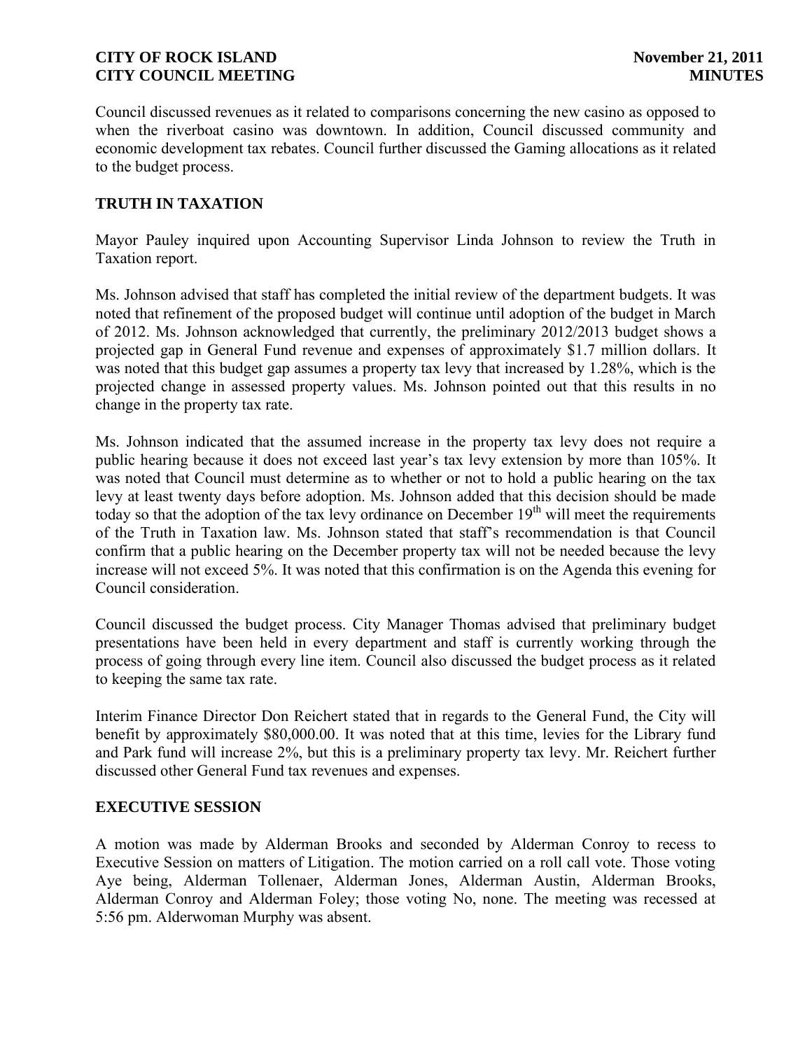Council discussed revenues as it related to comparisons concerning the new casino as opposed to when the riverboat casino was downtown. In addition, Council discussed community and economic development tax rebates. Council further discussed the Gaming allocations as it related to the budget process.

## TRUTH IN TAXATION

Mayor Pauley inquired upon Accounting Supervisor Linda Johnson to review the Truth in Taxation report.

Ms. Johnson advised that staff has completed the initial review of the department budgets. It was noted that refinement of the proposed budget will continue until adoption of the budget in March of 2012. Ms. Johnson acknowledged that currently, the preliminary 2012/2013 budget shows a projected gap in General Fund revenue and expenses of approximately $1.7 million dollars. It was noted that this budget gap assumes a property tax levy that increased by 1.28%, which is the projected change in assessed property values. Ms. Johnson pointed out that this results in no change in the property tax rate.

Ms. Johnson indicated that the assumed increase in the property tax levy does not require a public hearing because it does not exceed last year's tax levy extension by more than 105%. It was noted that Council must determine as to whether or not to hold a public hearing on the tax levy at least twenty days before adoption. Ms. Johnson added that this decision should be made today so that the adoption of the tax levy ordinance on December 19th will meet the requirements of the Truth in Taxation law. Ms. Johnson stated that staff's recommendation is that Council confirm that a public hearing on the December property tax will not be needed because the levy increase will not exceed 5%. It was noted that this confirmation is on the Agenda this evening for Council consideration.

Council discussed the budget process. City Manager Thomas advised that preliminary budget presentations have been held in every department and staff is currently working through the process of going through every line item. Council also discussed the budget process as it related to keeping the same tax rate.

Interim Finance Director Don Reichert stated that in regards to the General Fund, the City will benefit by approximately $80,000.00. It was noted that at this time, levies for the Library fund and Park fund will increase 2%, but this is a preliminary property tax levy. Mr. Reichert further discussed other General Fund tax revenues and expenses.

## EXECUTIVE SESSION

A motion was made by Alderman Brooks and seconded by Alderman Conroy to recess to Executive Session on matters of Litigation. The motion carried on a roll call vote. Those voting Aye being, Alderman Tollenaer, Alderman Jones, Alderman Austin, Alderman Brooks, Alderman Conroy and Alderman Foley; those voting No, none. The meeting was recessed at 5:56 pm. Alderwoman Murphy was absent.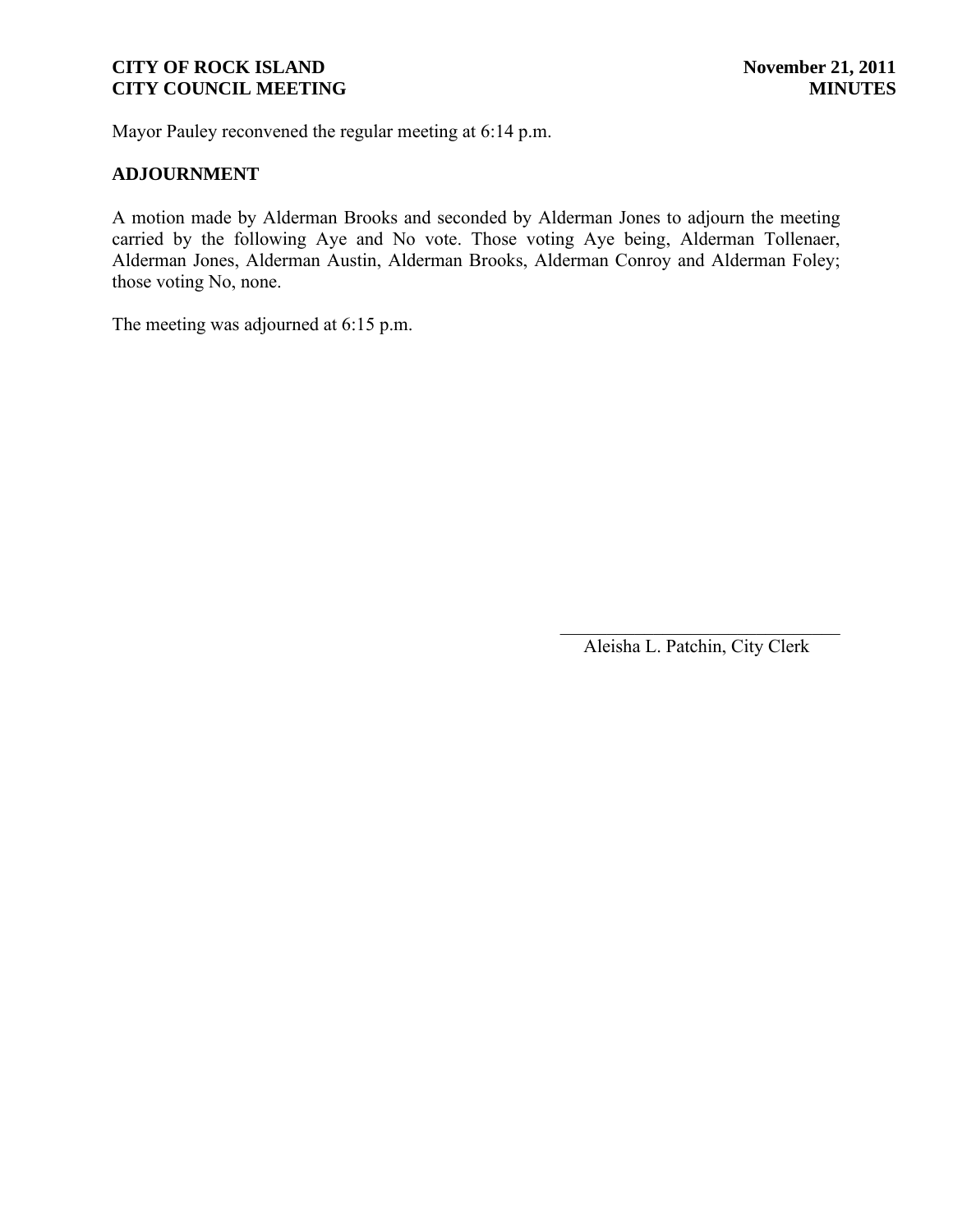Mayor Pauley reconvened the regular meeting at 6:14 p.m.

**ADJOURNMENT**

A motion made by Alderman Brooks and seconded by Alderman Jones to adjourn the meeting carried by the following Aye and No vote. Those voting Aye being, Alderman Tollenaer, Alderman Jones, Alderman Austin, Alderman Brooks, Alderman Conroy and Alderman Foley; those voting No, none.

The meeting was adjourned at 6:15 p.m.

\_\_\_\_\_\_\_\_\_\_\_\_\_\_\_\_\_\_\_\_\_\_\_\_\_\_\_\_\_\_\_\_

Aleisha L. Patchin, City Clerk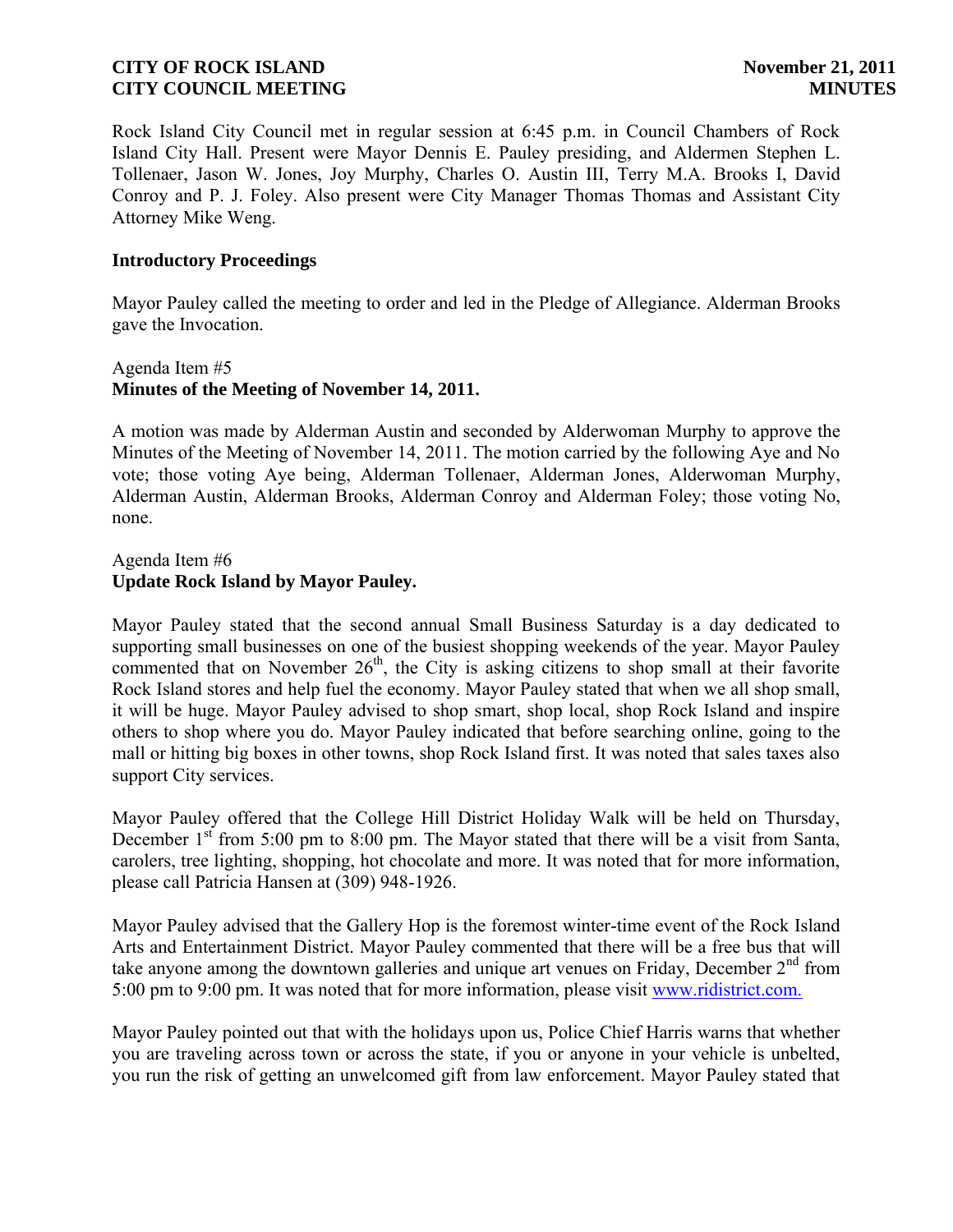Rock Island City Council met in regular session at 6:45 p.m. in Council Chambers of Rock Island City Hall. Present were Mayor Dennis E. Pauley presiding, and Aldermen Stephen L. Tollenaer, Jason W. Jones, Joy Murphy, Charles O. Austin III, Terry M.A. Brooks I, David Conroy and P. J. Foley. Also present were City Manager Thomas Thomas and Assistant City Attorney Mike Weng.

**Introductory Proceedings**

Mayor Pauley called the meeting to order and led in the Pledge of Allegiance. Alderman Brooks gave the Invocation.

Agenda Item #5
**Minutes of the Meeting of November 14, 2011.**

A motion was made by Alderman Austin and seconded by Alderwoman Murphy to approve the Minutes of the Meeting of November 14, 2011. The motion carried by the following Aye and No vote; those voting Aye being, Alderman Tollenaer, Alderman Jones, Alderwoman Murphy, Alderman Austin, Alderman Brooks, Alderman Conroy and Alderman Foley; those voting No, none.

Agenda Item #6
**Update Rock Island by Mayor Pauley.**

Mayor Pauley stated that the second annual Small Business Saturday is a day dedicated to supporting small businesses on one of the busiest shopping weekends of the year. Mayor Pauley commented that on November 26th, the City is asking citizens to shop small at their favorite Rock Island stores and help fuel the economy. Mayor Pauley stated that when we all shop small, it will be huge. Mayor Pauley advised to shop smart, shop local, shop Rock Island and inspire others to shop where you do. Mayor Pauley indicated that before searching online, going to the mall or hitting big boxes in other towns, shop Rock Island first. It was noted that sales taxes also support City services.

Mayor Pauley offered that the College Hill District Holiday Walk will be held on Thursday, December 1st from 5:00 pm to 8:00 pm. The Mayor stated that there will be a visit from Santa, carolers, tree lighting, shopping, hot chocolate and more. It was noted that for more information, please call Patricia Hansen at (309) 948-1926.

Mayor Pauley advised that the Gallery Hop is the foremost winter-time event of the Rock Island Arts and Entertainment District. Mayor Pauley commented that there will be a free bus that will take anyone among the downtown galleries and unique art venues on Friday, December 2nd from 5:00 pm to 9:00 pm. It was noted that for more information, please visit www.ridistrict.com.

Mayor Pauley pointed out that with the holidays upon us, Police Chief Harris warns that whether you are traveling across town or across the state, if you or anyone in your vehicle is unbelted, you run the risk of getting an unwelcomed gift from law enforcement. Mayor Pauley stated that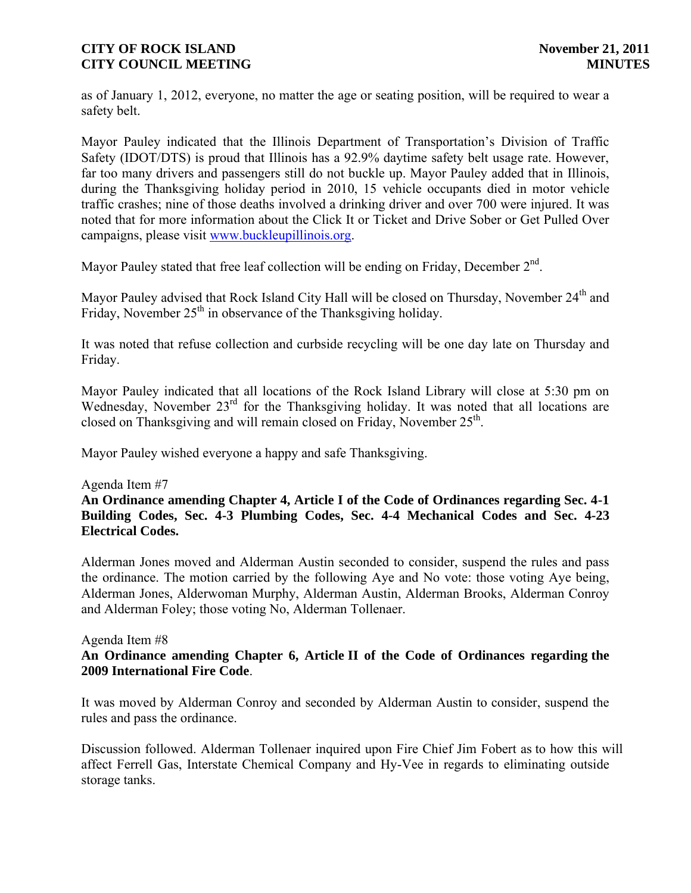as of January 1, 2012, everyone, no matter the age or seating position, will be required to wear a safety belt.

Mayor Pauley indicated that the Illinois Department of Transportation's Division of Traffic Safety (IDOT/DTS) is proud that Illinois has a 92.9% daytime safety belt usage rate. However, far too many drivers and passengers still do not buckle up. Mayor Pauley added that in Illinois, during the Thanksgiving holiday period in 2010, 15 vehicle occupants died in motor vehicle traffic crashes; nine of those deaths involved a drinking driver and over 700 were injured. It was noted that for more information about the Click It or Ticket and Drive Sober or Get Pulled Over campaigns, please visit www.buckleupillinois.org.

Mayor Pauley stated that free leaf collection will be ending on Friday, December 2nd.

Mayor Pauley advised that Rock Island City Hall will be closed on Thursday, November 24th and Friday, November 25th in observance of the Thanksgiving holiday.

It was noted that refuse collection and curbside recycling will be one day late on Thursday and Friday.

Mayor Pauley indicated that all locations of the Rock Island Library will close at 5:30 pm on Wednesday, November 23rd for the Thanksgiving holiday. It was noted that all locations are closed on Thanksgiving and will remain closed on Friday, November 25th.

Mayor Pauley wished everyone a happy and safe Thanksgiving.

Agenda Item #7

**An Ordinance amending Chapter 4, Article I of the Code of Ordinances regarding Sec. 4-1 Building Codes, Sec. 4-3 Plumbing Codes, Sec. 4-4 Mechanical Codes and Sec. 4-23 Electrical Codes.**

Alderman Jones moved and Alderman Austin seconded to consider, suspend the rules and pass the ordinance. The motion carried by the following Aye and No vote: those voting Aye being, Alderman Jones, Alderwoman Murphy, Alderman Austin, Alderman Brooks, Alderman Conroy and Alderman Foley; those voting No, Alderman Tollenaer.

Agenda Item #8

**An Ordinance amending Chapter 6, Article II of the Code of Ordinances regarding the 2009 International Fire Code**.

It was moved by Alderman Conroy and seconded by Alderman Austin to consider, suspend the rules and pass the ordinance.

Discussion followed. Alderman Tollenaer inquired upon Fire Chief Jim Fobert as to how this will affect Ferrell Gas, Interstate Chemical Company and Hy-Vee in regards to eliminating outside storage tanks.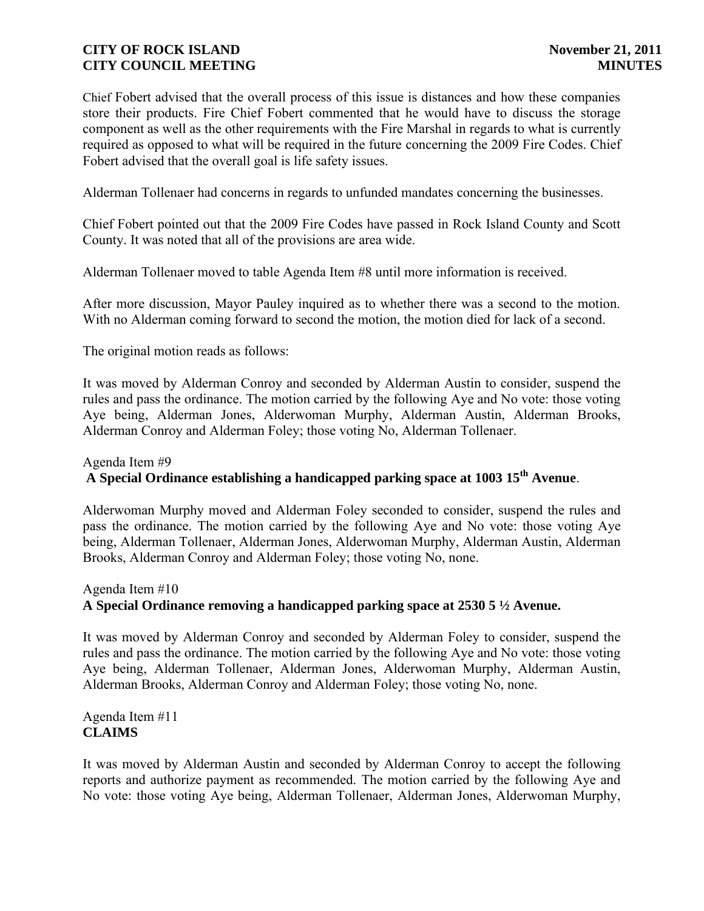Chief Fobert advised that the overall process of this issue is distances and how these companies store their products. Fire Chief Fobert commented that he would have to discuss the storage component as well as the other requirements with the Fire Marshal in regards to what is currently required as opposed to what will be required in the future concerning the 2009 Fire Codes. Chief Fobert advised that the overall goal is life safety issues.

Alderman Tollenaer had concerns in regards to unfunded mandates concerning the businesses.

Chief Fobert pointed out that the 2009 Fire Codes have passed in Rock Island County and Scott County. It was noted that all of the provisions are area wide.

Alderman Tollenaer moved to table Agenda Item #8 until more information is received.

After more discussion, Mayor Pauley inquired as to whether there was a second to the motion. With no Alderman coming forward to second the motion, the motion died for lack of a second.

The original motion reads as follows:

It was moved by Alderman Conroy and seconded by Alderman Austin to consider, suspend the rules and pass the ordinance. The motion carried by the following Aye and No vote: those voting Aye being, Alderman Jones, Alderwoman Murphy, Alderman Austin, Alderman Brooks, Alderman Conroy and Alderman Foley; those voting No, Alderman Tollenaer.

Agenda Item #9
**A Special Ordinance establishing a handicapped parking space at 1003 15th Avenue**.

Alderwoman Murphy moved and Alderman Foley seconded to consider, suspend the rules and pass the ordinance. The motion carried by the following Aye and No vote: those voting Aye being, Alderman Tollenaer, Alderman Jones, Alderwoman Murphy, Alderman Austin, Alderman Brooks, Alderman Conroy and Alderman Foley; those voting No, none.

Agenda Item #10
**A Special Ordinance removing a handicapped parking space at 2530 5 ½ Avenue.**

It was moved by Alderman Conroy and seconded by Alderman Foley to consider, suspend the rules and pass the ordinance. The motion carried by the following Aye and No vote: those voting Aye being, Alderman Tollenaer, Alderman Jones, Alderwoman Murphy, Alderman Austin, Alderman Brooks, Alderman Conroy and Alderman Foley; those voting No, none.

Agenda Item #11
**CLAIMS**

It was moved by Alderman Austin and seconded by Alderman Conroy to accept the following reports and authorize payment as recommended. The motion carried by the following Aye and No vote: those voting Aye being, Alderman Tollenaer, Alderman Jones, Alderwoman Murphy,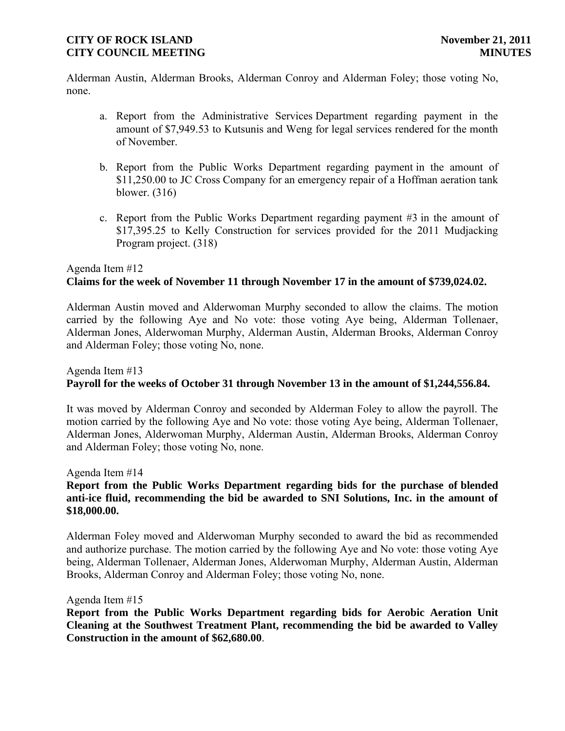Alderman Austin, Alderman Brooks, Alderman Conroy and Alderman Foley; those voting No, none.

a. Report from the Administrative Services Department regarding payment in the amount of $7,949.53 to Kutsunis and Weng for legal services rendered for the month of November.

b. Report from the Public Works Department regarding payment in the amount of $11,250.00 to JC Cross Company for an emergency repair of a Hoffman aeration tank blower. (316)

c. Report from the Public Works Department regarding payment #3 in the amount of $17,395.25 to Kelly Construction for services provided for the 2011 Mudjacking Program project. (318)

Agenda Item #12
**Claims for the week of November 11 through November 17 in the amount of $739,024.02.**

Alderman Austin moved and Alderwoman Murphy seconded to allow the claims. The motion carried by the following Aye and No vote: those voting Aye being, Alderman Tollenaer, Alderman Jones, Alderwoman Murphy, Alderman Austin, Alderman Brooks, Alderman Conroy and Alderman Foley; those voting No, none.

Agenda Item #13
**Payroll for the weeks of October 31 through November 13 in the amount of $1,244,556.84.**

It was moved by Alderman Conroy and seconded by Alderman Foley to allow the payroll. The motion carried by the following Aye and No vote: those voting Aye being, Alderman Tollenaer, Alderman Jones, Alderwoman Murphy, Alderman Austin, Alderman Brooks, Alderman Conroy and Alderman Foley; those voting No, none.

Agenda Item #14
**Report from the Public Works Department regarding bids for the purchase of blended anti-ice fluid, recommending the bid be awarded to SNI Solutions, Inc. in the amount of $18,000.00.**

Alderman Foley moved and Alderwoman Murphy seconded to award the bid as recommended and authorize purchase. The motion carried by the following Aye and No vote: those voting Aye being, Alderman Tollenaer, Alderman Jones, Alderwoman Murphy, Alderman Austin, Alderman Brooks, Alderman Conroy and Alderman Foley; those voting No, none.

Agenda Item #15
**Report from the Public Works Department regarding bids for Aerobic Aeration Unit Cleaning at the Southwest Treatment Plant, recommending the bid be awarded to Valley Construction in the amount of $62,680.00**.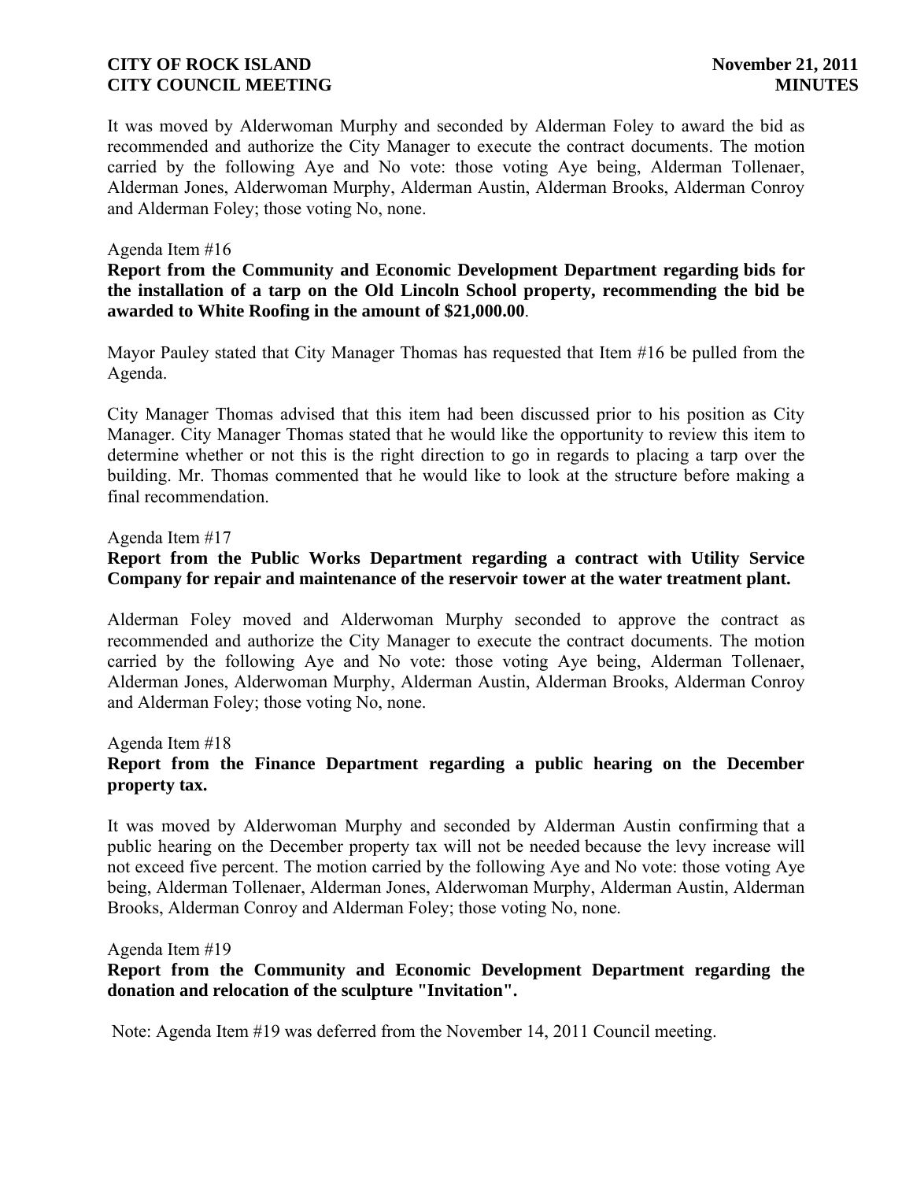It was moved by Alderwoman Murphy and seconded by Alderman Foley to award the bid as recommended and authorize the City Manager to execute the contract documents. The motion carried by the following Aye and No vote: those voting Aye being, Alderman Tollenaer, Alderman Jones, Alderwoman Murphy, Alderman Austin, Alderman Brooks, Alderman Conroy and Alderman Foley; those voting No, none.

Agenda Item #16

**Report from the Community and Economic Development Department regarding bids for the installation of a tarp on the Old Lincoln School property, recommending the bid be awarded to White Roofing in the amount of $21,000.00**.

Mayor Pauley stated that City Manager Thomas has requested that Item #16 be pulled from the Agenda.

City Manager Thomas advised that this item had been discussed prior to his position as City Manager. City Manager Thomas stated that he would like the opportunity to review this item to determine whether or not this is the right direction to go in regards to placing a tarp over the building. Mr. Thomas commented that he would like to look at the structure before making a final recommendation.

Agenda Item #17

**Report from the Public Works Department regarding a contract with Utility Service Company for repair and maintenance of the reservoir tower at the water treatment plant.**

Alderman Foley moved and Alderwoman Murphy seconded to approve the contract as recommended and authorize the City Manager to execute the contract documents. The motion carried by the following Aye and No vote: those voting Aye being, Alderman Tollenaer, Alderman Jones, Alderwoman Murphy, Alderman Austin, Alderman Brooks, Alderman Conroy and Alderman Foley; those voting No, none.

Agenda Item #18

**Report from the Finance Department regarding a public hearing on the December property tax.**

It was moved by Alderwoman Murphy and seconded by Alderman Austin confirming that a public hearing on the December property tax will not be needed because the levy increase will not exceed five percent. The motion carried by the following Aye and No vote: those voting Aye being, Alderman Tollenaer, Alderman Jones, Alderwoman Murphy, Alderman Austin, Alderman Brooks, Alderman Conroy and Alderman Foley; those voting No, none.

Agenda Item #19

**Report from the Community and Economic Development Department regarding the donation and relocation of the sculpture "Invitation".**

Note: Agenda Item #19 was deferred from the November 14, 2011 Council meeting.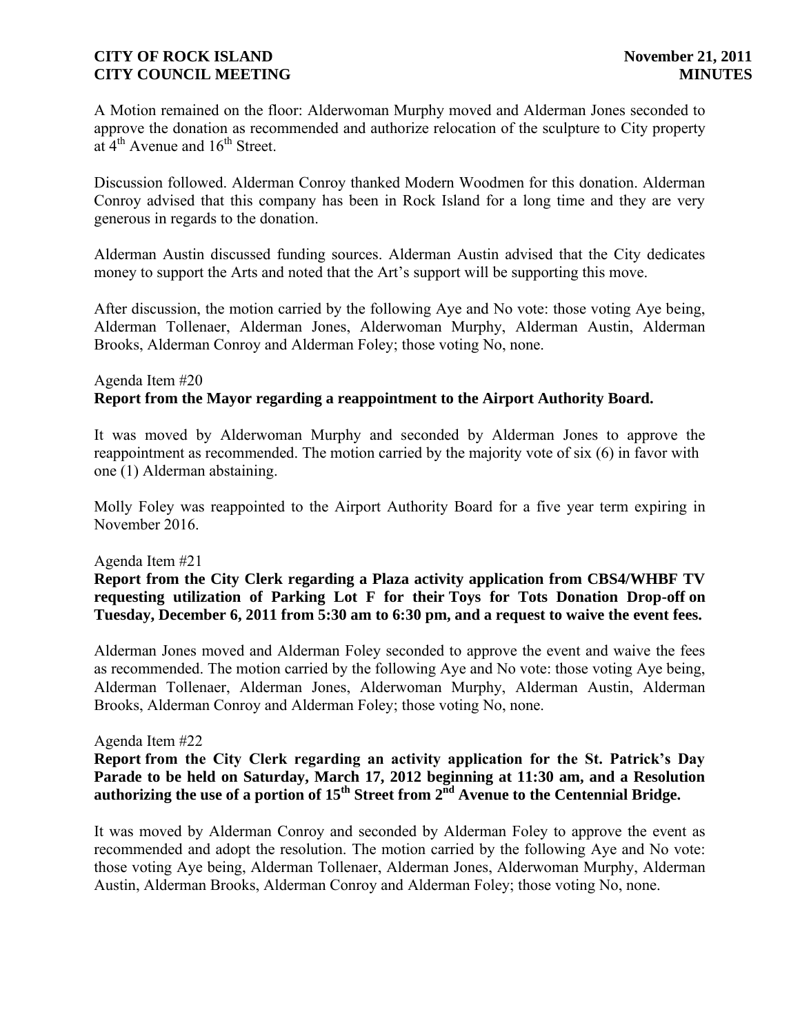A Motion remained on the floor: Alderwoman Murphy moved and Alderman Jones seconded to approve the donation as recommended and authorize relocation of the sculpture to City property at 4th Avenue and 16th Street.

Discussion followed. Alderman Conroy thanked Modern Woodmen for this donation. Alderman Conroy advised that this company has been in Rock Island for a long time and they are very generous in regards to the donation.

Alderman Austin discussed funding sources. Alderman Austin advised that the City dedicates money to support the Arts and noted that the Art's support will be supporting this move.

After discussion, the motion carried by the following Aye and No vote: those voting Aye being, Alderman Tollenaer, Alderman Jones, Alderwoman Murphy, Alderman Austin, Alderman Brooks, Alderman Conroy and Alderman Foley; those voting No, none.

Agenda Item #20

**Report from the Mayor regarding a reappointment to the Airport Authority Board.**

It was moved by Alderwoman Murphy and seconded by Alderman Jones to approve the reappointment as recommended. The motion carried by the majority vote of six (6) in favor with one (1) Alderman abstaining.

Molly Foley was reappointed to the Airport Authority Board for a five year term expiring in November 2016.

Agenda Item #21

**Report from the City Clerk regarding a Plaza activity application from CBS4/WHBF TV requesting utilization of Parking Lot F for their Toys for Tots Donation Drop-off on Tuesday, December 6, 2011 from 5:30 am to 6:30 pm, and a request to waive the event fees.**

Alderman Jones moved and Alderman Foley seconded to approve the event and waive the fees as recommended. The motion carried by the following Aye and No vote: those voting Aye being, Alderman Tollenaer, Alderman Jones, Alderwoman Murphy, Alderman Austin, Alderman Brooks, Alderman Conroy and Alderman Foley; those voting No, none.

Agenda Item #22

**Report from the City Clerk regarding an activity application for the St. Patrick's Day Parade to be held on Saturday, March 17, 2012 beginning at 11:30 am, and a Resolution authorizing the use of a portion of 15th Street from 2nd Avenue to the Centennial Bridge.**

It was moved by Alderman Conroy and seconded by Alderman Foley to approve the event as recommended and adopt the resolution. The motion carried by the following Aye and No vote: those voting Aye being, Alderman Tollenaer, Alderman Jones, Alderwoman Murphy, Alderman Austin, Alderman Brooks, Alderman Conroy and Alderman Foley; those voting No, none.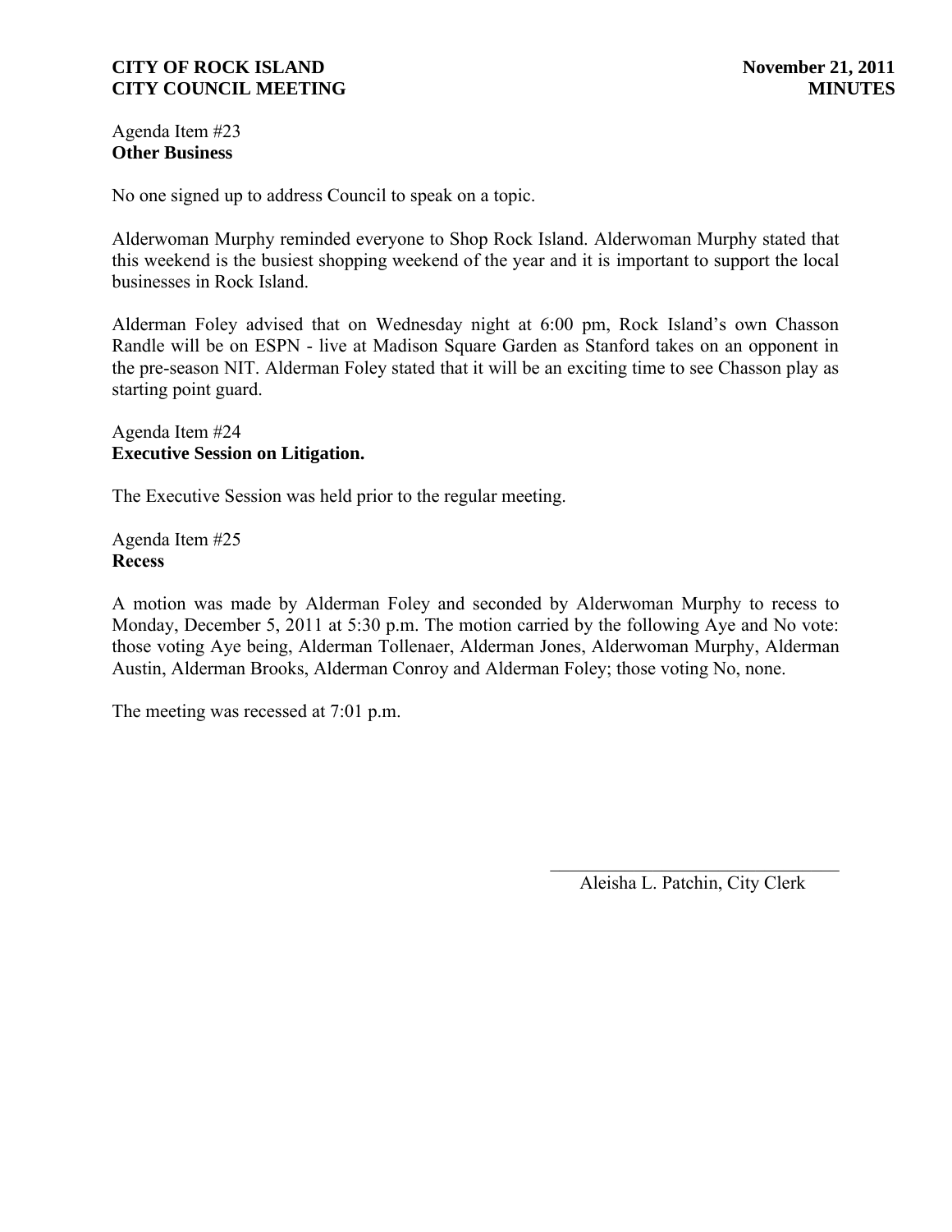Agenda Item #23
**Other Business**

No one signed up to address Council to speak on a topic.

Alderwoman Murphy reminded everyone to Shop Rock Island. Alderwoman Murphy stated that this weekend is the busiest shopping weekend of the year and it is important to support the local businesses in Rock Island.

Alderman Foley advised that on Wednesday night at 6:00 pm, Rock Island's own Chasson Randle will be on ESPN - live at Madison Square Garden as Stanford takes on an opponent in the pre-season NIT. Alderman Foley stated that it will be an exciting time to see Chasson play as starting point guard.

Agenda Item #24
**Executive Session on Litigation.**

The Executive Session was held prior to the regular meeting.

Agenda Item #25
**Recess**

A motion was made by Alderman Foley and seconded by Alderwoman Murphy to recess to Monday, December 5, 2011 at 5:30 p.m. The motion carried by the following Aye and No vote: those voting Aye being, Alderman Tollenaer, Alderman Jones, Alderwoman Murphy, Alderman Austin, Alderman Brooks, Alderman Conroy and Alderman Foley; those voting No, none.

The meeting was recessed at 7:01 p.m.

\_\_\_\_\_\_\_\_\_\_\_\_\_\_\_\_\_\_\_\_\_\_\_\_\_\_\_\_\_\_\_\_\_
Aleisha L. Patchin, City Clerk